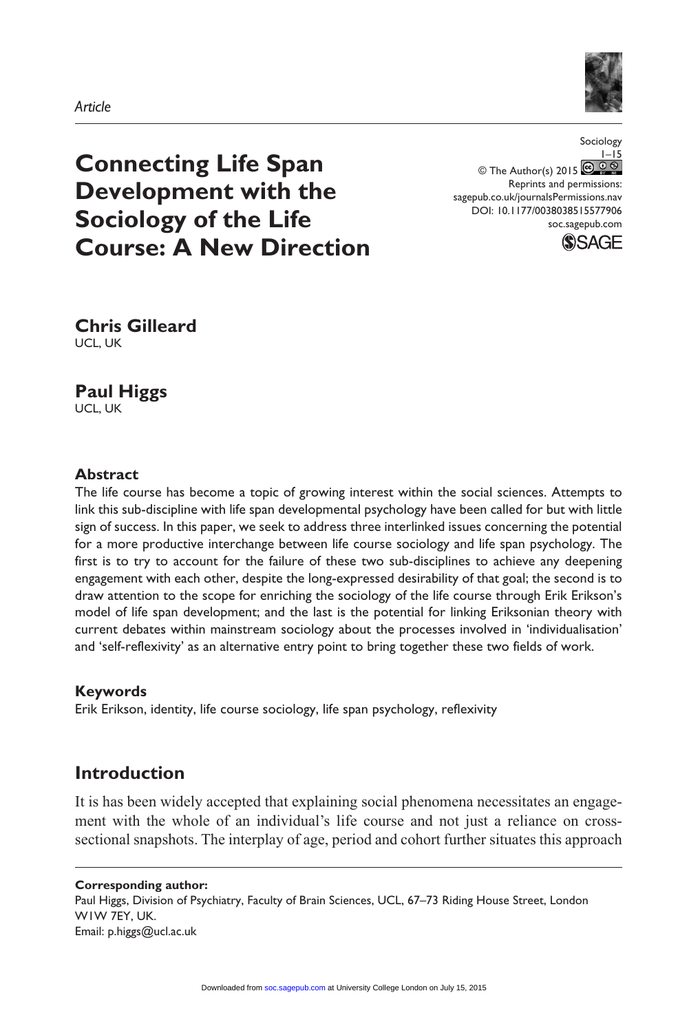*Article*

# Connecting Life Span Development with the Sociology of the Life Course: A New Direction

Sociology
© The Author(s) 2015
Reprints and permissions: sagepub.co.uk/journalsPermissions.nav
DOI: 10.1177/0038038515577906
soc.sagepub.com

**Chris Gilleard**
UCL, UK

**Paul Higgs**
UCL, UK

### Abstract

The life course has become a topic of growing interest within the social sciences. Attempts to link this sub-discipline with life span developmental psychology have been called for but with little sign of success. In this paper, we seek to address three interlinked issues concerning the potential for a more productive interchange between life course sociology and life span psychology. The first is to try to account for the failure of these two sub-disciplines to achieve any deepening engagement with each other, despite the long-expressed desirability of that goal; the second is to draw attention to the scope for enriching the sociology of the life course through Erik Erikson's model of life span development; and the last is the potential for linking Eriksonian theory with current debates within mainstream sociology about the processes involved in 'individualisation' and 'self-reflexivity' as an alternative entry point to bring together these two fields of work.

### Keywords

Erik Erikson, identity, life course sociology, life span psychology, reflexivity

## Introduction

It is has been widely accepted that explaining social phenomena necessitates an engagement with the whole of an individual's life course and not just a reliance on cross-sectional snapshots. The interplay of age, period and cohort further situates this approach

**Corresponding author:**
Paul Higgs, Division of Psychiatry, Faculty of Brain Sciences, UCL, 67–73 Riding House Street, London W1W 7EY, UK.
Email: p.higgs@ucl.ac.uk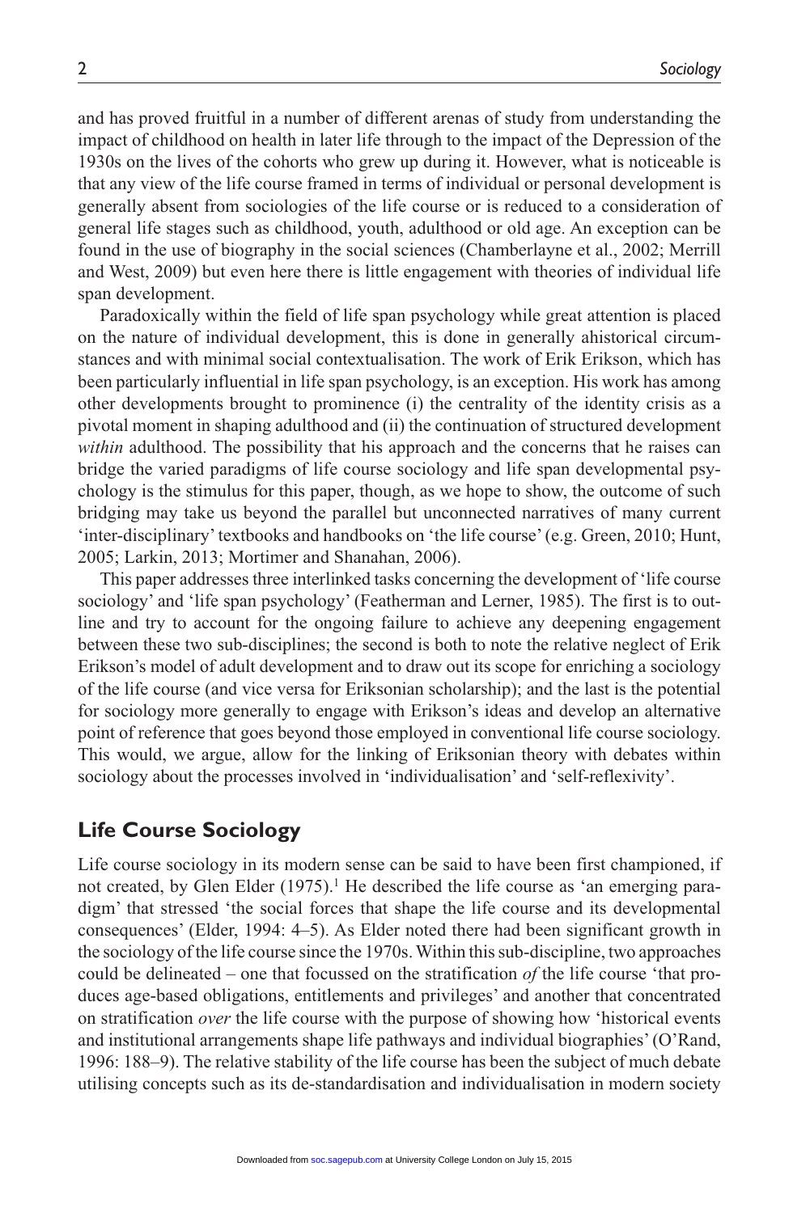and has proved fruitful in a number of different arenas of study from understanding the impact of childhood on health in later life through to the impact of the Depression of the 1930s on the lives of the cohorts who grew up during it. However, what is noticeable is that any view of the life course framed in terms of individual or personal development is generally absent from sociologies of the life course or is reduced to a consideration of general life stages such as childhood, youth, adulthood or old age. An exception can be found in the use of biography in the social sciences (Chamberlayne et al., 2002; Merrill and West, 2009) but even here there is little engagement with theories of individual life span development.

Paradoxically within the field of life span psychology while great attention is placed on the nature of individual development, this is done in generally ahistorical circumstances and with minimal social contextualisation. The work of Erik Erikson, which has been particularly influential in life span psychology, is an exception. His work has among other developments brought to prominence (i) the centrality of the identity crisis as a pivotal moment in shaping adulthood and (ii) the continuation of structured development *within* adulthood. The possibility that his approach and the concerns that he raises can bridge the varied paradigms of life course sociology and life span developmental psychology is the stimulus for this paper, though, as we hope to show, the outcome of such bridging may take us beyond the parallel but unconnected narratives of many current 'inter-disciplinary' textbooks and handbooks on 'the life course' (e.g. Green, 2010; Hunt, 2005; Larkin, 2013; Mortimer and Shanahan, 2006).

This paper addresses three interlinked tasks concerning the development of 'life course sociology' and 'life span psychology' (Featherman and Lerner, 1985). The first is to outline and try to account for the ongoing failure to achieve any deepening engagement between these two sub-disciplines; the second is both to note the relative neglect of Erik Erikson's model of adult development and to draw out its scope for enriching a sociology of the life course (and vice versa for Eriksonian scholarship); and the last is the potential for sociology more generally to engage with Erikson's ideas and develop an alternative point of reference that goes beyond those employed in conventional life course sociology. This would, we argue, allow for the linking of Eriksonian theory with debates within sociology about the processes involved in 'individualisation' and 'self-reflexivity'.

## Life Course Sociology

Life course sociology in its modern sense can be said to have been first championed, if not created, by Glen Elder (1975).[1] He described the life course as 'an emerging paradigm' that stressed 'the social forces that shape the life course and its developmental consequences' (Elder, 1994: 4–5). As Elder noted there had been significant growth in the sociology of the life course since the 1970s. Within this sub-discipline, two approaches could be delineated – one that focussed on the stratification *of* the life course 'that produces age-based obligations, entitlements and privileges' and another that concentrated on stratification *over* the life course with the purpose of showing how 'historical events and institutional arrangements shape life pathways and individual biographies' (O'Rand, 1996: 188–9). The relative stability of the life course has been the subject of much debate utilising concepts such as its de-standardisation and individualisation in modern society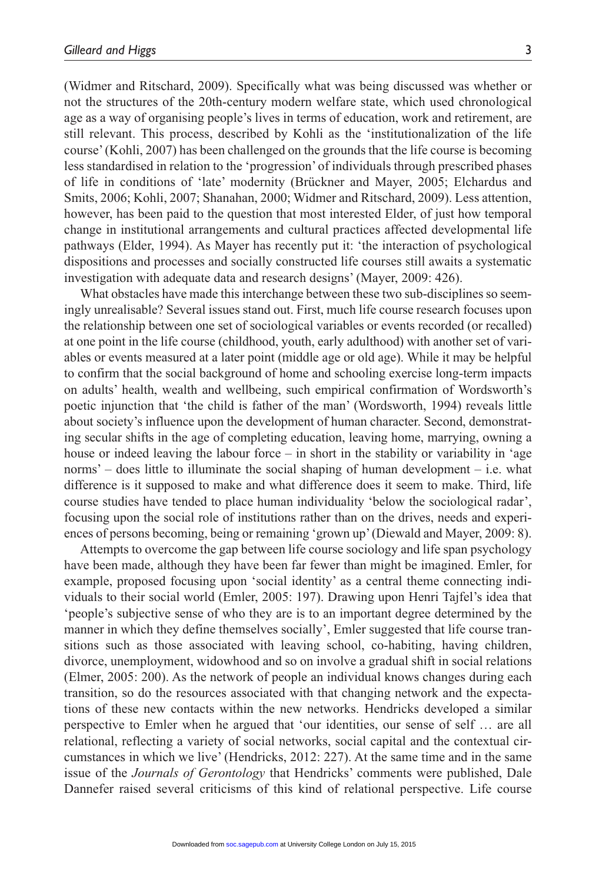(Widmer and Ritschard, 2009). Specifically what was being discussed was whether or not the structures of the 20th-century modern welfare state, which used chronological age as a way of organising people's lives in terms of education, work and retirement, are still relevant. This process, described by Kohli as the 'institutionalization of the life course' (Kohli, 2007) has been challenged on the grounds that the life course is becoming less standardised in relation to the 'progression' of individuals through prescribed phases of life in conditions of 'late' modernity (Brückner and Mayer, 2005; Elchardus and Smits, 2006; Kohli, 2007; Shanahan, 2000; Widmer and Ritschard, 2009). Less attention, however, has been paid to the question that most interested Elder, of just how temporal change in institutional arrangements and cultural practices affected developmental life pathways (Elder, 1994). As Mayer has recently put it: 'the interaction of psychological dispositions and processes and socially constructed life courses still awaits a systematic investigation with adequate data and research designs' (Mayer, 2009: 426).

What obstacles have made this interchange between these two sub-disciplines so seemingly unrealisable? Several issues stand out. First, much life course research focuses upon the relationship between one set of sociological variables or events recorded (or recalled) at one point in the life course (childhood, youth, early adulthood) with another set of variables or events measured at a later point (middle age or old age). While it may be helpful to confirm that the social background of home and schooling exercise long-term impacts on adults' health, wealth and wellbeing, such empirical confirmation of Wordsworth's poetic injunction that 'the child is father of the man' (Wordsworth, 1994) reveals little about society's influence upon the development of human character. Second, demonstrating secular shifts in the age of completing education, leaving home, marrying, owning a house or indeed leaving the labour force – in short in the stability or variability in 'age norms' – does little to illuminate the social shaping of human development – i.e. what difference is it supposed to make and what difference does it seem to make. Third, life course studies have tended to place human individuality 'below the sociological radar', focusing upon the social role of institutions rather than on the drives, needs and experiences of persons becoming, being or remaining 'grown up' (Diewald and Mayer, 2009: 8).

Attempts to overcome the gap between life course sociology and life span psychology have been made, although they have been far fewer than might be imagined. Emler, for example, proposed focusing upon 'social identity' as a central theme connecting individuals to their social world (Emler, 2005: 197). Drawing upon Henri Tajfel's idea that 'people's subjective sense of who they are is to an important degree determined by the manner in which they define themselves socially', Emler suggested that life course transitions such as those associated with leaving school, co-habiting, having children, divorce, unemployment, widowhood and so on involve a gradual shift in social relations (Elmer, 2005: 200). As the network of people an individual knows changes during each transition, so do the resources associated with that changing network and the expectations of these new contacts within the new networks. Hendricks developed a similar perspective to Emler when he argued that 'our identities, our sense of self … are all relational, reflecting a variety of social networks, social capital and the contextual circumstances in which we live' (Hendricks, 2012: 227). At the same time and in the same issue of the *Journals of Gerontology* that Hendricks' comments were published, Dale Dannefer raised several criticisms of this kind of relational perspective. Life course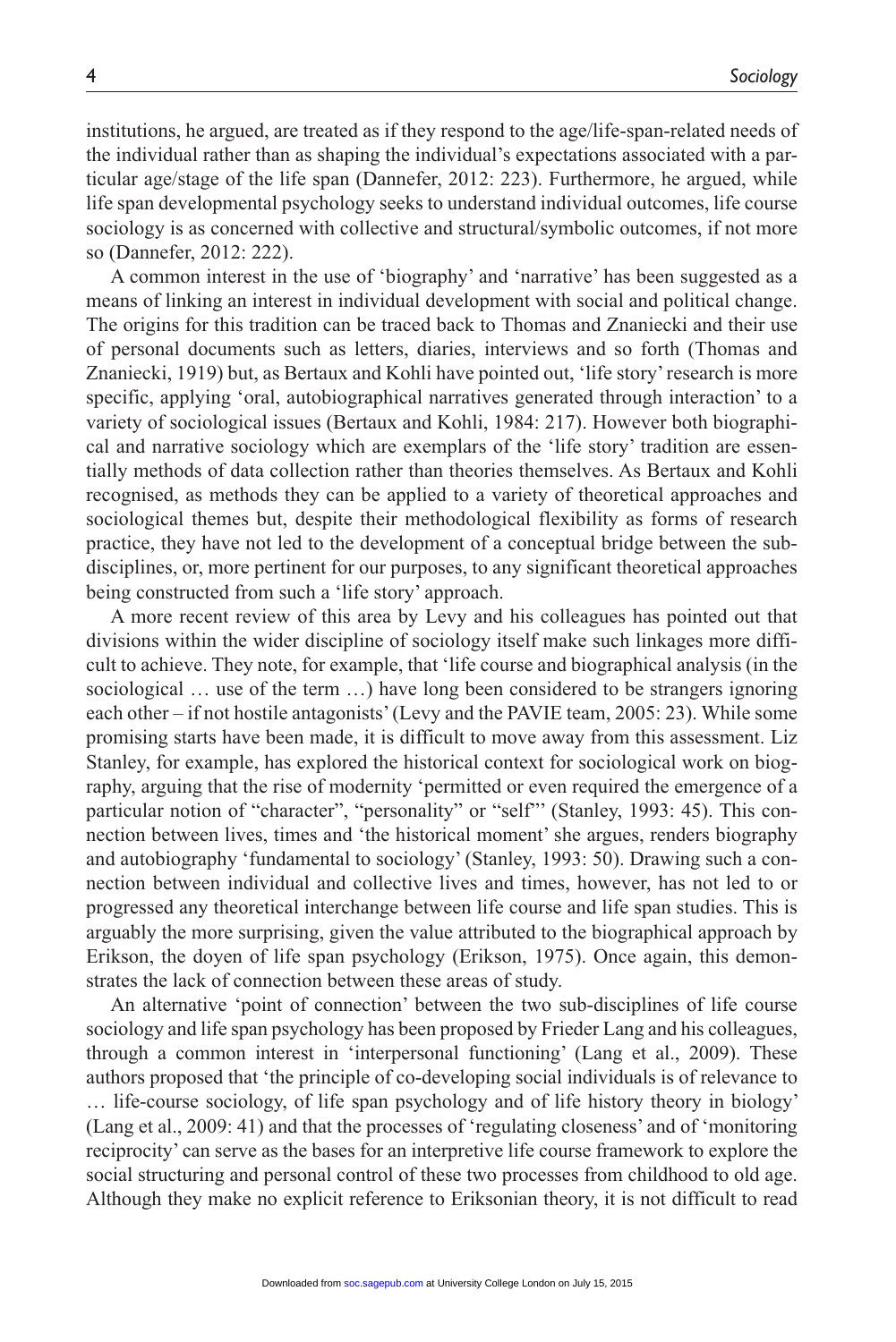institutions, he argued, are treated as if they respond to the age/life-span-related needs of the individual rather than as shaping the individual's expectations associated with a particular age/stage of the life span (Dannefer, 2012: 223). Furthermore, he argued, while life span developmental psychology seeks to understand individual outcomes, life course sociology is as concerned with collective and structural/symbolic outcomes, if not more so (Dannefer, 2012: 222).

A common interest in the use of 'biography' and 'narrative' has been suggested as a means of linking an interest in individual development with social and political change. The origins for this tradition can be traced back to Thomas and Znaniecki and their use of personal documents such as letters, diaries, interviews and so forth (Thomas and Znaniecki, 1919) but, as Bertaux and Kohli have pointed out, 'life story' research is more specific, applying 'oral, autobiographical narratives generated through interaction' to a variety of sociological issues (Bertaux and Kohli, 1984: 217). However both biographical and narrative sociology which are exemplars of the 'life story' tradition are essentially methods of data collection rather than theories themselves. As Bertaux and Kohli recognised, as methods they can be applied to a variety of theoretical approaches and sociological themes but, despite their methodological flexibility as forms of research practice, they have not led to the development of a conceptual bridge between the sub-disciplines, or, more pertinent for our purposes, to any significant theoretical approaches being constructed from such a 'life story' approach.

A more recent review of this area by Levy and his colleagues has pointed out that divisions within the wider discipline of sociology itself make such linkages more difficult to achieve. They note, for example, that 'life course and biographical analysis (in the sociological … use of the term …) have long been considered to be strangers ignoring each other – if not hostile antagonists' (Levy and the PAVIE team, 2005: 23). While some promising starts have been made, it is difficult to move away from this assessment. Liz Stanley, for example, has explored the historical context for sociological work on biography, arguing that the rise of modernity 'permitted or even required the emergence of a particular notion of "character", "personality" or "self"' (Stanley, 1993: 45). This connection between lives, times and 'the historical moment' she argues, renders biography and autobiography 'fundamental to sociology' (Stanley, 1993: 50). Drawing such a connection between individual and collective lives and times, however, has not led to or progressed any theoretical interchange between life course and life span studies. This is arguably the more surprising, given the value attributed to the biographical approach by Erikson, the doyen of life span psychology (Erikson, 1975). Once again, this demonstrates the lack of connection between these areas of study.

An alternative 'point of connection' between the two sub-disciplines of life course sociology and life span psychology has been proposed by Frieder Lang and his colleagues, through a common interest in 'interpersonal functioning' (Lang et al., 2009). These authors proposed that 'the principle of co-developing social individuals is of relevance to … life-course sociology, of life span psychology and of life history theory in biology' (Lang et al., 2009: 41) and that the processes of 'regulating closeness' and of 'monitoring reciprocity' can serve as the bases for an interpretive life course framework to explore the social structuring and personal control of these two processes from childhood to old age. Although they make no explicit reference to Eriksonian theory, it is not difficult to read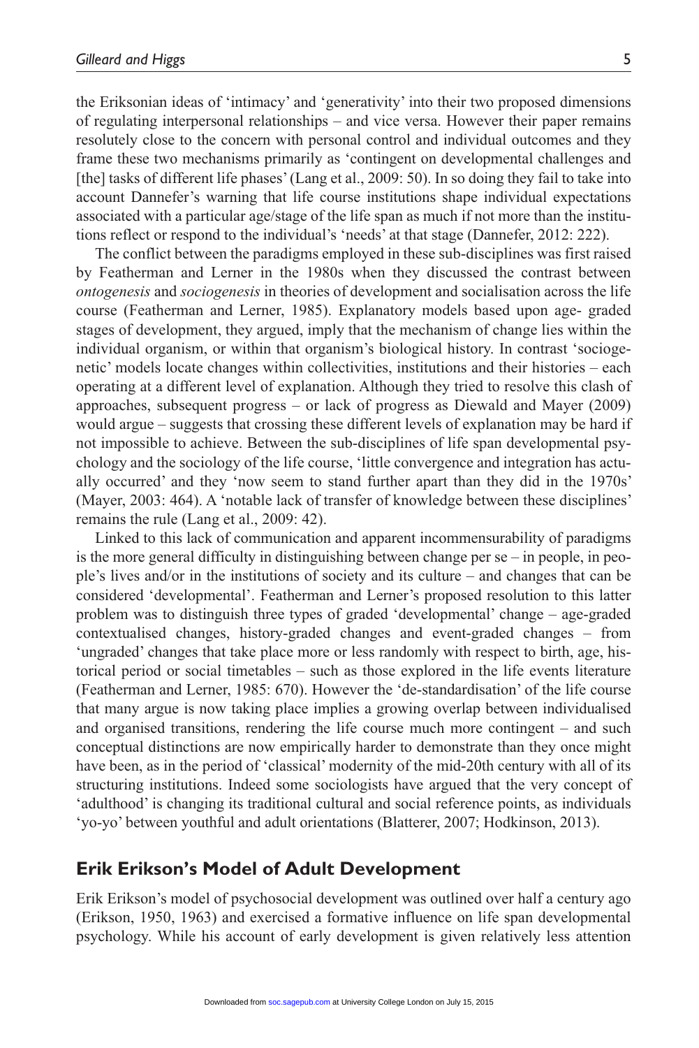the Eriksonian ideas of 'intimacy' and 'generativity' into their two proposed dimensions of regulating interpersonal relationships – and vice versa. However their paper remains resolutely close to the concern with personal control and individual outcomes and they frame these two mechanisms primarily as 'contingent on developmental challenges and [the] tasks of different life phases' (Lang et al., 2009: 50). In so doing they fail to take into account Dannefer's warning that life course institutions shape individual expectations associated with a particular age/stage of the life span as much if not more than the institutions reflect or respond to the individual's 'needs' at that stage (Dannefer, 2012: 222).

The conflict between the paradigms employed in these sub-disciplines was first raised by Featherman and Lerner in the 1980s when they discussed the contrast between *ontogenesis* and *sociogenesis* in theories of development and socialisation across the life course (Featherman and Lerner, 1985). Explanatory models based upon age- graded stages of development, they argued, imply that the mechanism of change lies within the individual organism, or within that organism's biological history. In contrast 'sociogenetic' models locate changes within collectivities, institutions and their histories – each operating at a different level of explanation. Although they tried to resolve this clash of approaches, subsequent progress – or lack of progress as Diewald and Mayer (2009) would argue – suggests that crossing these different levels of explanation may be hard if not impossible to achieve. Between the sub-disciplines of life span developmental psychology and the sociology of the life course, 'little convergence and integration has actually occurred' and they 'now seem to stand further apart than they did in the 1970s' (Mayer, 2003: 464). A 'notable lack of transfer of knowledge between these disciplines' remains the rule (Lang et al., 2009: 42).

Linked to this lack of communication and apparent incommensurability of paradigms is the more general difficulty in distinguishing between change per se – in people, in people's lives and/or in the institutions of society and its culture – and changes that can be considered 'developmental'. Featherman and Lerner's proposed resolution to this latter problem was to distinguish three types of graded 'developmental' change – age-graded contextualised changes, history-graded changes and event-graded changes – from 'ungraded' changes that take place more or less randomly with respect to birth, age, historical period or social timetables – such as those explored in the life events literature (Featherman and Lerner, 1985: 670). However the 'de-standardisation' of the life course that many argue is now taking place implies a growing overlap between individualised and organised transitions, rendering the life course much more contingent – and such conceptual distinctions are now empirically harder to demonstrate than they once might have been, as in the period of 'classical' modernity of the mid-20th century with all of its structuring institutions. Indeed some sociologists have argued that the very concept of 'adulthood' is changing its traditional cultural and social reference points, as individuals 'yo-yo' between youthful and adult orientations (Blatterer, 2007; Hodkinson, 2013).

## Erik Erikson's Model of Adult Development

Erik Erikson's model of psychosocial development was outlined over half a century ago (Erikson, 1950, 1963) and exercised a formative influence on life span developmental psychology. While his account of early development is given relatively less attention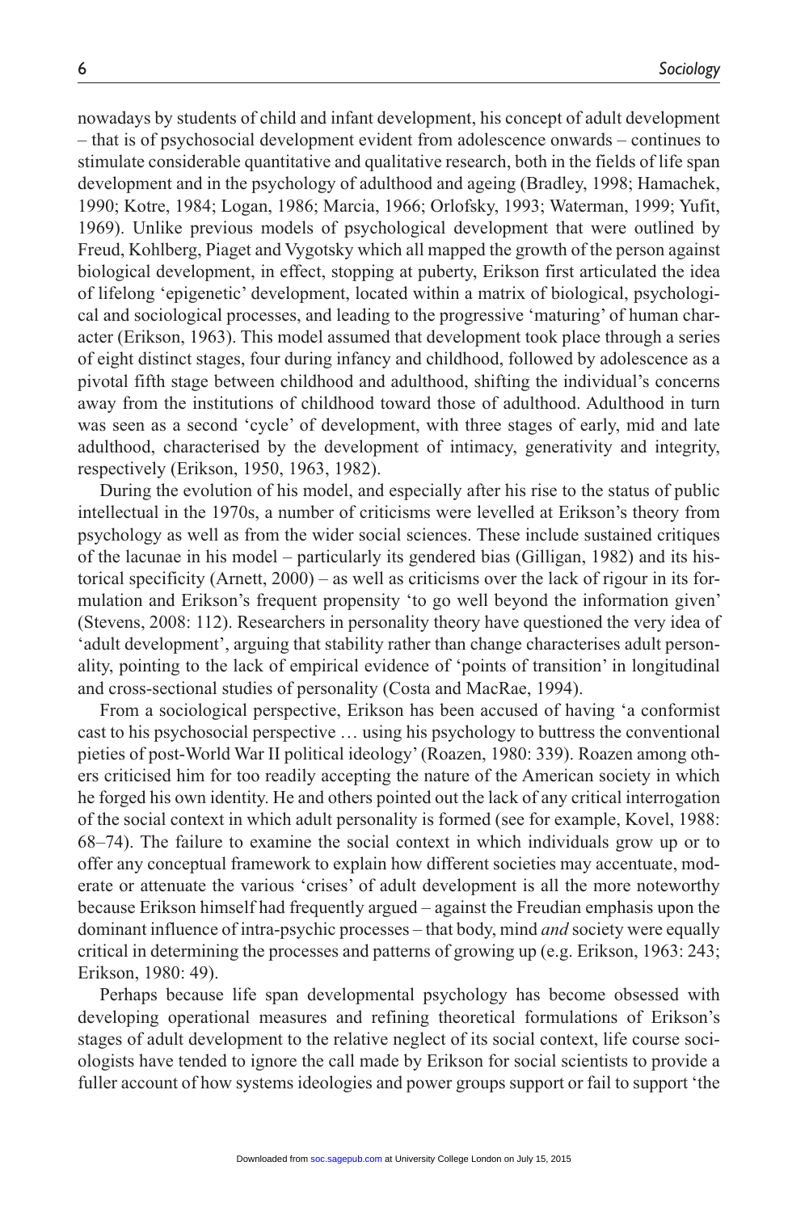nowadays by students of child and infant development, his concept of adult development – that is of psychosocial development evident from adolescence onwards – continues to stimulate considerable quantitative and qualitative research, both in the fields of life span development and in the psychology of adulthood and ageing (Bradley, 1998; Hamachek, 1990; Kotre, 1984; Logan, 1986; Marcia, 1966; Orlofsky, 1993; Waterman, 1999; Yufit, 1969). Unlike previous models of psychological development that were outlined by Freud, Kohlberg, Piaget and Vygotsky which all mapped the growth of the person against biological development, in effect, stopping at puberty, Erikson first articulated the idea of lifelong 'epigenetic' development, located within a matrix of biological, psychological and sociological processes, and leading to the progressive 'maturing' of human character (Erikson, 1963). This model assumed that development took place through a series of eight distinct stages, four during infancy and childhood, followed by adolescence as a pivotal fifth stage between childhood and adulthood, shifting the individual's concerns away from the institutions of childhood toward those of adulthood. Adulthood in turn was seen as a second 'cycle' of development, with three stages of early, mid and late adulthood, characterised by the development of intimacy, generativity and integrity, respectively (Erikson, 1950, 1963, 1982).

During the evolution of his model, and especially after his rise to the status of public intellectual in the 1970s, a number of criticisms were levelled at Erikson's theory from psychology as well as from the wider social sciences. These include sustained critiques of the lacunae in his model – particularly its gendered bias (Gilligan, 1982) and its historical specificity (Arnett, 2000) – as well as criticisms over the lack of rigour in its formulation and Erikson's frequent propensity 'to go well beyond the information given' (Stevens, 2008: 112). Researchers in personality theory have questioned the very idea of 'adult development', arguing that stability rather than change characterises adult personality, pointing to the lack of empirical evidence of 'points of transition' in longitudinal and cross-sectional studies of personality (Costa and MacRae, 1994).

From a sociological perspective, Erikson has been accused of having 'a conformist cast to his psychosocial perspective … using his psychology to buttress the conventional pieties of post-World War II political ideology' (Roazen, 1980: 339). Roazen among others criticised him for too readily accepting the nature of the American society in which he forged his own identity. He and others pointed out the lack of any critical interrogation of the social context in which adult personality is formed (see for example, Kovel, 1988: 68–74). The failure to examine the social context in which individuals grow up or to offer any conceptual framework to explain how different societies may accentuate, moderate or attenuate the various 'crises' of adult development is all the more noteworthy because Erikson himself had frequently argued – against the Freudian emphasis upon the dominant influence of intra-psychic processes – that body, mind *and* society were equally critical in determining the processes and patterns of growing up (e.g. Erikson, 1963: 243; Erikson, 1980: 49).

Perhaps because life span developmental psychology has become obsessed with developing operational measures and refining theoretical formulations of Erikson's stages of adult development to the relative neglect of its social context, life course sociologists have tended to ignore the call made by Erikson for social scientists to provide a fuller account of how systems ideologies and power groups support or fail to support 'the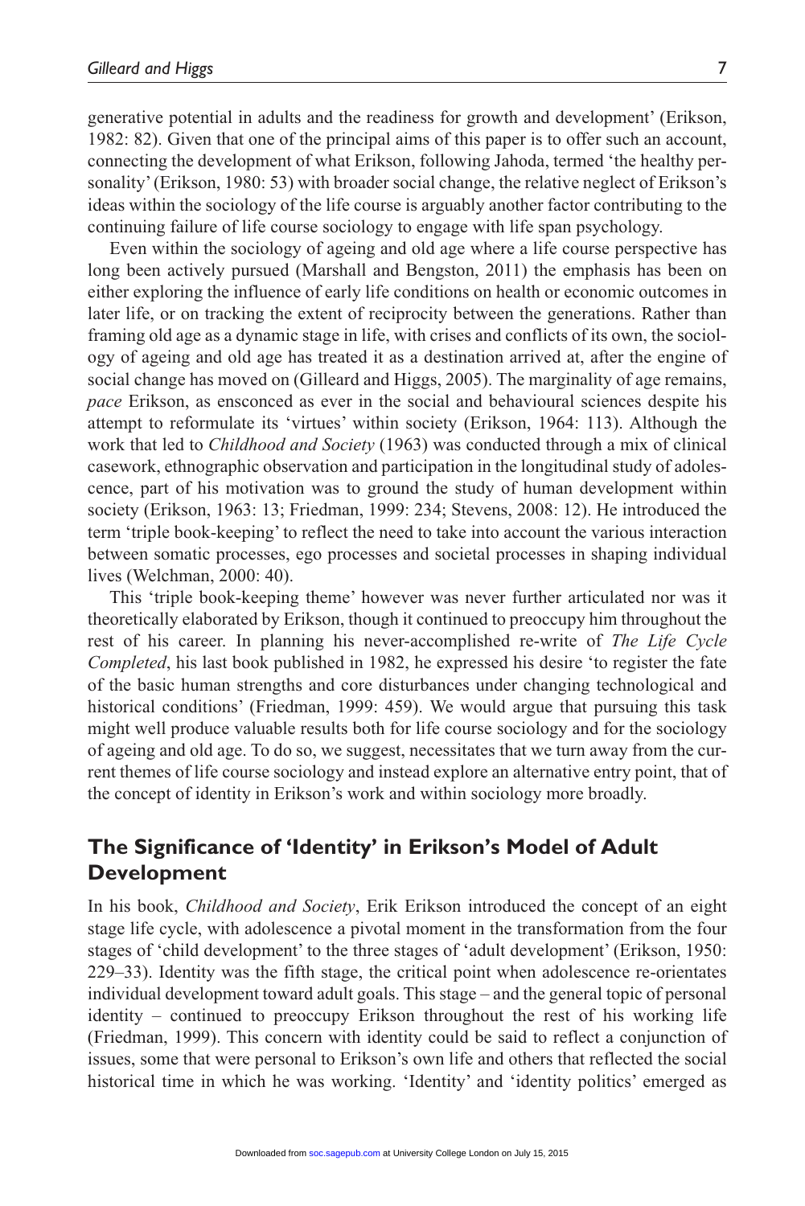generative potential in adults and the readiness for growth and development' (Erikson, 1982: 82). Given that one of the principal aims of this paper is to offer such an account, connecting the development of what Erikson, following Jahoda, termed 'the healthy personality' (Erikson, 1980: 53) with broader social change, the relative neglect of Erikson's ideas within the sociology of the life course is arguably another factor contributing to the continuing failure of life course sociology to engage with life span psychology.

Even within the sociology of ageing and old age where a life course perspective has long been actively pursued (Marshall and Bengston, 2011) the emphasis has been on either exploring the influence of early life conditions on health or economic outcomes in later life, or on tracking the extent of reciprocity between the generations. Rather than framing old age as a dynamic stage in life, with crises and conflicts of its own, the sociology of ageing and old age has treated it as a destination arrived at, after the engine of social change has moved on (Gilleard and Higgs, 2005). The marginality of age remains, *pace* Erikson, as ensconced as ever in the social and behavioural sciences despite his attempt to reformulate its 'virtues' within society (Erikson, 1964: 113). Although the work that led to *Childhood and Society* (1963) was conducted through a mix of clinical casework, ethnographic observation and participation in the longitudinal study of adolescence, part of his motivation was to ground the study of human development within society (Erikson, 1963: 13; Friedman, 1999: 234; Stevens, 2008: 12). He introduced the term 'triple book-keeping' to reflect the need to take into account the various interaction between somatic processes, ego processes and societal processes in shaping individual lives (Welchman, 2000: 40).

This 'triple book-keeping theme' however was never further articulated nor was it theoretically elaborated by Erikson, though it continued to preoccupy him throughout the rest of his career. In planning his never-accomplished re-write of *The Life Cycle Completed*, his last book published in 1982, he expressed his desire 'to register the fate of the basic human strengths and core disturbances under changing technological and historical conditions' (Friedman, 1999: 459). We would argue that pursuing this task might well produce valuable results both for life course sociology and for the sociology of ageing and old age. To do so, we suggest, necessitates that we turn away from the current themes of life course sociology and instead explore an alternative entry point, that of the concept of identity in Erikson's work and within sociology more broadly.

## The Significance of 'Identity' in Erikson's Model of Adult Development

In his book, *Childhood and Society*, Erik Erikson introduced the concept of an eight stage life cycle, with adolescence a pivotal moment in the transformation from the four stages of 'child development' to the three stages of 'adult development' (Erikson, 1950: 229–33). Identity was the fifth stage, the critical point when adolescence re-orientates individual development toward adult goals. This stage – and the general topic of personal identity – continued to preoccupy Erikson throughout the rest of his working life (Friedman, 1999). This concern with identity could be said to reflect a conjunction of issues, some that were personal to Erikson's own life and others that reflected the social historical time in which he was working. 'Identity' and 'identity politics' emerged as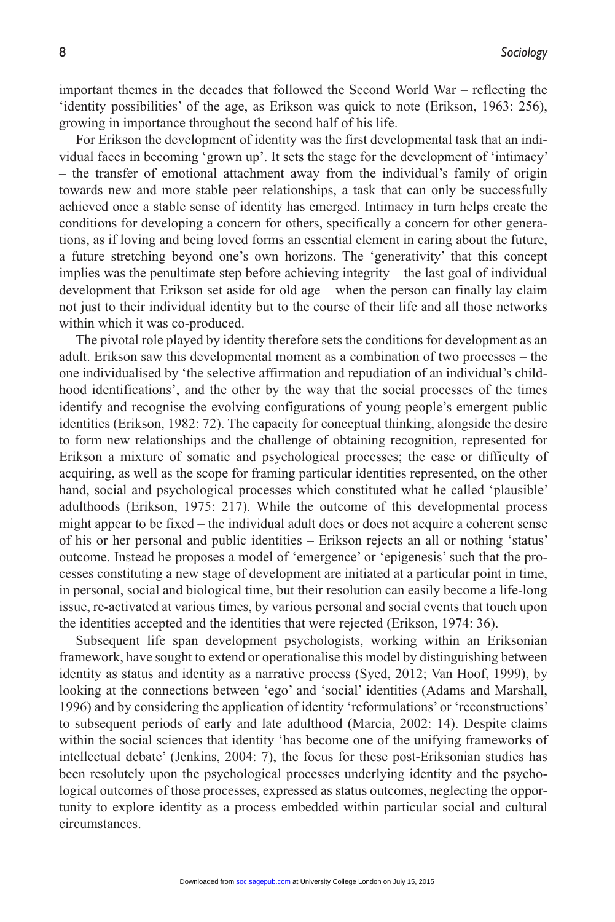important themes in the decades that followed the Second World War – reflecting the 'identity possibilities' of the age, as Erikson was quick to note (Erikson, 1963: 256), growing in importance throughout the second half of his life.

For Erikson the development of identity was the first developmental task that an individual faces in becoming 'grown up'. It sets the stage for the development of 'intimacy' – the transfer of emotional attachment away from the individual's family of origin towards new and more stable peer relationships, a task that can only be successfully achieved once a stable sense of identity has emerged. Intimacy in turn helps create the conditions for developing a concern for others, specifically a concern for other generations, as if loving and being loved forms an essential element in caring about the future, a future stretching beyond one's own horizons. The 'generativity' that this concept implies was the penultimate step before achieving integrity – the last goal of individual development that Erikson set aside for old age – when the person can finally lay claim not just to their individual identity but to the course of their life and all those networks within which it was co-produced.

The pivotal role played by identity therefore sets the conditions for development as an adult. Erikson saw this developmental moment as a combination of two processes – the one individualised by 'the selective affirmation and repudiation of an individual's childhood identifications', and the other by the way that the social processes of the times identify and recognise the evolving configurations of young people's emergent public identities (Erikson, 1982: 72). The capacity for conceptual thinking, alongside the desire to form new relationships and the challenge of obtaining recognition, represented for Erikson a mixture of somatic and psychological processes; the ease or difficulty of acquiring, as well as the scope for framing particular identities represented, on the other hand, social and psychological processes which constituted what he called 'plausible' adulthoods (Erikson, 1975: 217). While the outcome of this developmental process might appear to be fixed – the individual adult does or does not acquire a coherent sense of his or her personal and public identities – Erikson rejects an all or nothing 'status' outcome. Instead he proposes a model of 'emergence' or 'epigenesis' such that the processes constituting a new stage of development are initiated at a particular point in time, in personal, social and biological time, but their resolution can easily become a life-long issue, re-activated at various times, by various personal and social events that touch upon the identities accepted and the identities that were rejected (Erikson, 1974: 36).

Subsequent life span development psychologists, working within an Eriksonian framework, have sought to extend or operationalise this model by distinguishing between identity as status and identity as a narrative process (Syed, 2012; Van Hoof, 1999), by looking at the connections between 'ego' and 'social' identities (Adams and Marshall, 1996) and by considering the application of identity 'reformulations' or 'reconstructions' to subsequent periods of early and late adulthood (Marcia, 2002: 14). Despite claims within the social sciences that identity 'has become one of the unifying frameworks of intellectual debate' (Jenkins, 2004: 7), the focus for these post-Eriksonian studies has been resolutely upon the psychological processes underlying identity and the psychological outcomes of those processes, expressed as status outcomes, neglecting the opportunity to explore identity as a process embedded within particular social and cultural circumstances.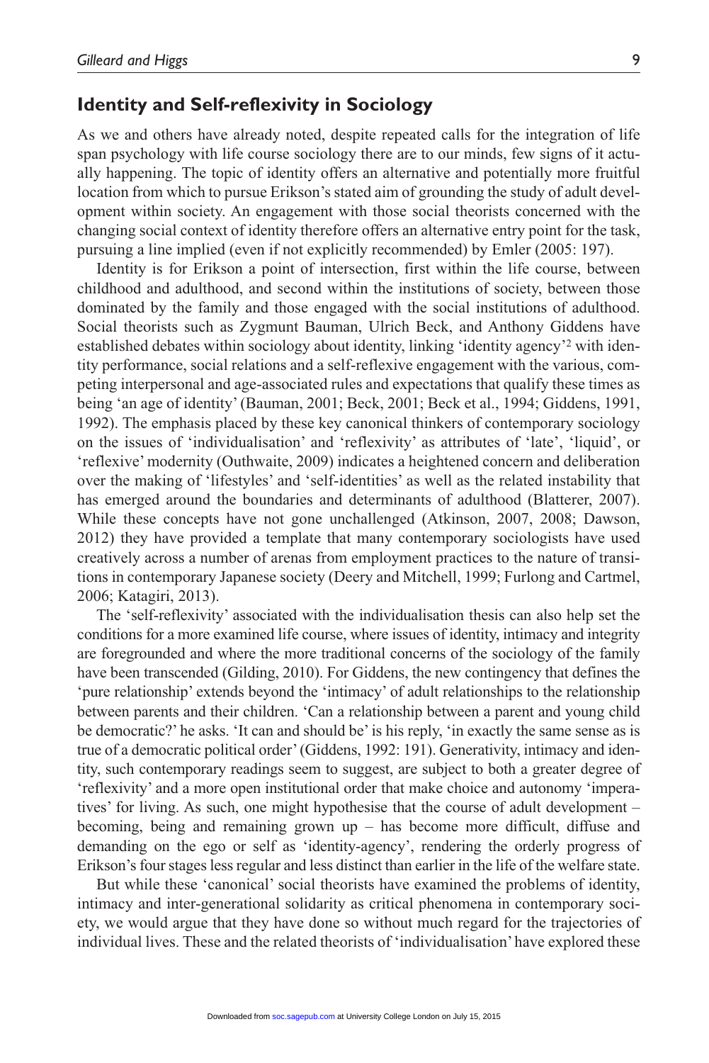## Identity and Self-reflexivity in Sociology

As we and others have already noted, despite repeated calls for the integration of life span psychology with life course sociology there are to our minds, few signs of it actually happening. The topic of identity offers an alternative and potentially more fruitful location from which to pursue Erikson's stated aim of grounding the study of adult development within society. An engagement with those social theorists concerned with the changing social context of identity therefore offers an alternative entry point for the task, pursuing a line implied (even if not explicitly recommended) by Emler (2005: 197).

Identity is for Erikson a point of intersection, first within the life course, between childhood and adulthood, and second within the institutions of society, between those dominated by the family and those engaged with the social institutions of adulthood. Social theorists such as Zygmunt Bauman, Ulrich Beck, and Anthony Giddens have established debates within sociology about identity, linking 'identity agency'[2] with identity performance, social relations and a self-reflexive engagement with the various, competing interpersonal and age-associated rules and expectations that qualify these times as being 'an age of identity' (Bauman, 2001; Beck, 2001; Beck et al., 1994; Giddens, 1991, 1992). The emphasis placed by these key canonical thinkers of contemporary sociology on the issues of 'individualisation' and 'reflexivity' as attributes of 'late', 'liquid', or 'reflexive' modernity (Outhwaite, 2009) indicates a heightened concern and deliberation over the making of 'lifestyles' and 'self-identities' as well as the related instability that has emerged around the boundaries and determinants of adulthood (Blatterer, 2007). While these concepts have not gone unchallenged (Atkinson, 2007, 2008; Dawson, 2012) they have provided a template that many contemporary sociologists have used creatively across a number of arenas from employment practices to the nature of transitions in contemporary Japanese society (Deery and Mitchell, 1999; Furlong and Cartmel, 2006; Katagiri, 2013).

The 'self-reflexivity' associated with the individualisation thesis can also help set the conditions for a more examined life course, where issues of identity, intimacy and integrity are foregrounded and where the more traditional concerns of the sociology of the family have been transcended (Gilding, 2010). For Giddens, the new contingency that defines the 'pure relationship' extends beyond the 'intimacy' of adult relationships to the relationship between parents and their children. 'Can a relationship between a parent and young child be democratic?' he asks. 'It can and should be' is his reply, 'in exactly the same sense as is true of a democratic political order' (Giddens, 1992: 191). Generativity, intimacy and identity, such contemporary readings seem to suggest, are subject to both a greater degree of 'reflexivity' and a more open institutional order that make choice and autonomy 'imperatives' for living. As such, one might hypothesise that the course of adult development – becoming, being and remaining grown up – has become more difficult, diffuse and demanding on the ego or self as 'identity-agency', rendering the orderly progress of Erikson's four stages less regular and less distinct than earlier in the life of the welfare state.

But while these 'canonical' social theorists have examined the problems of identity, intimacy and inter-generational solidarity as critical phenomena in contemporary society, we would argue that they have done so without much regard for the trajectories of individual lives. These and the related theorists of 'individualisation' have explored these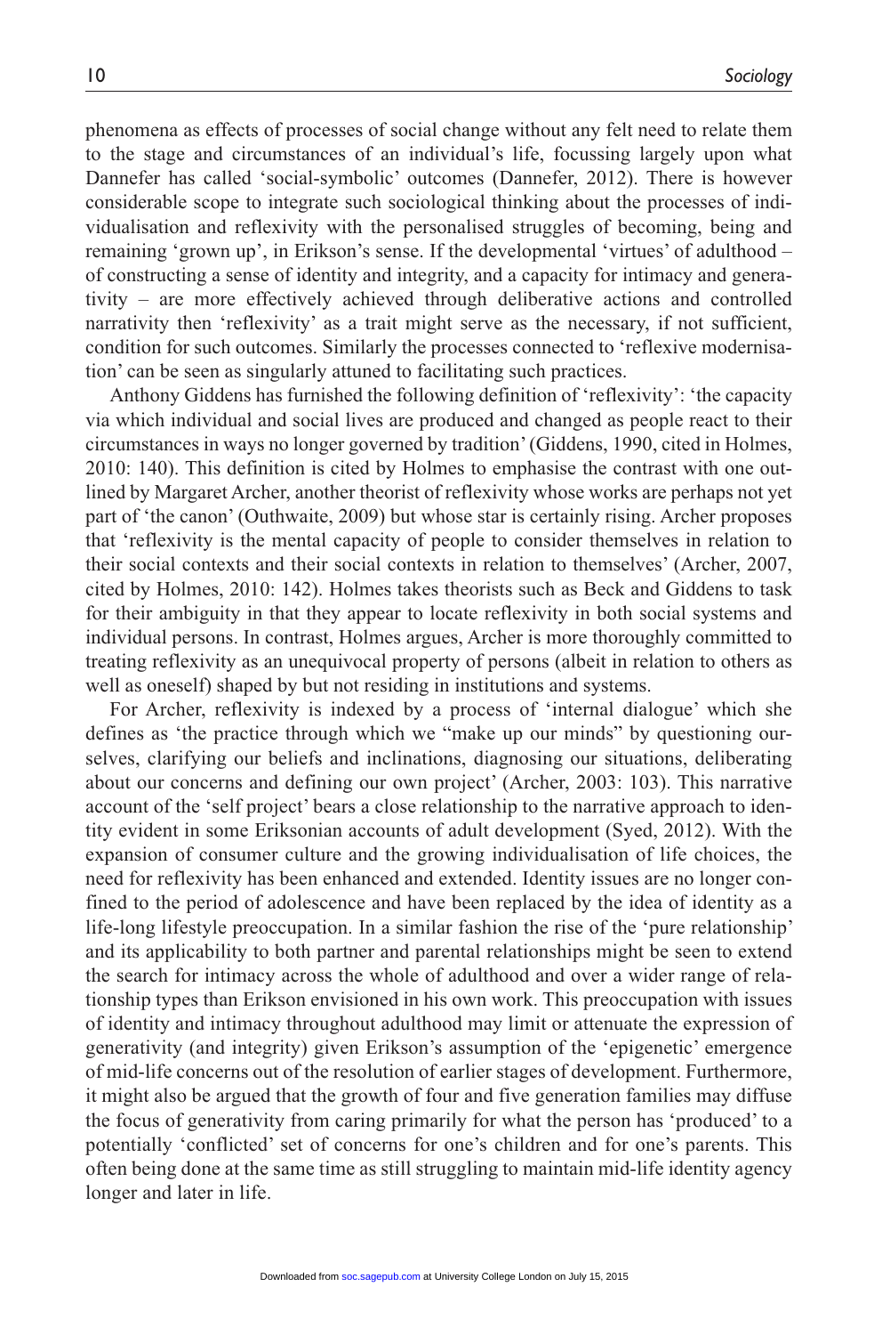phenomena as effects of processes of social change without any felt need to relate them to the stage and circumstances of an individual's life, focussing largely upon what Dannefer has called 'social-symbolic' outcomes (Dannefer, 2012). There is however considerable scope to integrate such sociological thinking about the processes of individualisation and reflexivity with the personalised struggles of becoming, being and remaining 'grown up', in Erikson's sense. If the developmental 'virtues' of adulthood – of constructing a sense of identity and integrity, and a capacity for intimacy and generativity – are more effectively achieved through deliberative actions and controlled narrativity then 'reflexivity' as a trait might serve as the necessary, if not sufficient, condition for such outcomes. Similarly the processes connected to 'reflexive modernisation' can be seen as singularly attuned to facilitating such practices.

Anthony Giddens has furnished the following definition of 'reflexivity': 'the capacity via which individual and social lives are produced and changed as people react to their circumstances in ways no longer governed by tradition' (Giddens, 1990, cited in Holmes, 2010: 140). This definition is cited by Holmes to emphasise the contrast with one outlined by Margaret Archer, another theorist of reflexivity whose works are perhaps not yet part of 'the canon' (Outhwaite, 2009) but whose star is certainly rising. Archer proposes that 'reflexivity is the mental capacity of people to consider themselves in relation to their social contexts and their social contexts in relation to themselves' (Archer, 2007, cited by Holmes, 2010: 142). Holmes takes theorists such as Beck and Giddens to task for their ambiguity in that they appear to locate reflexivity in both social systems and individual persons. In contrast, Holmes argues, Archer is more thoroughly committed to treating reflexivity as an unequivocal property of persons (albeit in relation to others as well as oneself) shaped by but not residing in institutions and systems.

For Archer, reflexivity is indexed by a process of 'internal dialogue' which she defines as 'the practice through which we "make up our minds" by questioning ourselves, clarifying our beliefs and inclinations, diagnosing our situations, deliberating about our concerns and defining our own project' (Archer, 2003: 103). This narrative account of the 'self project' bears a close relationship to the narrative approach to identity evident in some Eriksonian accounts of adult development (Syed, 2012). With the expansion of consumer culture and the growing individualisation of life choices, the need for reflexivity has been enhanced and extended. Identity issues are no longer confined to the period of adolescence and have been replaced by the idea of identity as a life-long lifestyle preoccupation. In a similar fashion the rise of the 'pure relationship' and its applicability to both partner and parental relationships might be seen to extend the search for intimacy across the whole of adulthood and over a wider range of relationship types than Erikson envisioned in his own work. This preoccupation with issues of identity and intimacy throughout adulthood may limit or attenuate the expression of generativity (and integrity) given Erikson's assumption of the 'epigenetic' emergence of mid-life concerns out of the resolution of earlier stages of development. Furthermore, it might also be argued that the growth of four and five generation families may diffuse the focus of generativity from caring primarily for what the person has 'produced' to a potentially 'conflicted' set of concerns for one's children and for one's parents. This often being done at the same time as still struggling to maintain mid-life identity agency longer and later in life.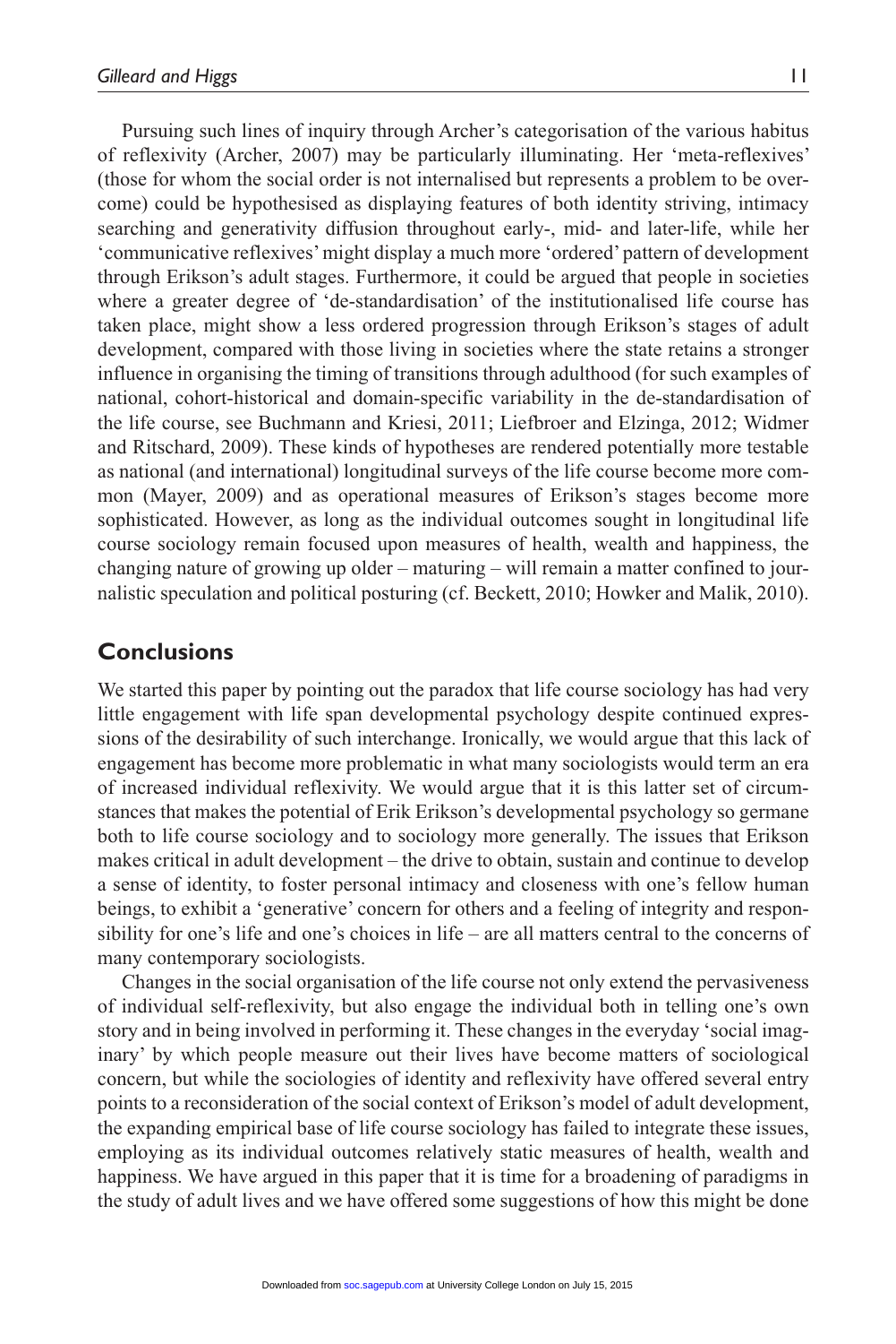Pursuing such lines of inquiry through Archer's categorisation of the various habitus of reflexivity (Archer, 2007) may be particularly illuminating. Her 'meta-reflexives' (those for whom the social order is not internalised but represents a problem to be overcome) could be hypothesised as displaying features of both identity striving, intimacy searching and generativity diffusion throughout early-, mid- and later-life, while her 'communicative reflexives' might display a much more 'ordered' pattern of development through Erikson's adult stages. Furthermore, it could be argued that people in societies where a greater degree of 'de-standardisation' of the institutionalised life course has taken place, might show a less ordered progression through Erikson's stages of adult development, compared with those living in societies where the state retains a stronger influence in organising the timing of transitions through adulthood (for such examples of national, cohort-historical and domain-specific variability in the de-standardisation of the life course, see Buchmann and Kriesi, 2011; Liefbroer and Elzinga, 2012; Widmer and Ritschard, 2009). These kinds of hypotheses are rendered potentially more testable as national (and international) longitudinal surveys of the life course become more common (Mayer, 2009) and as operational measures of Erikson's stages become more sophisticated. However, as long as the individual outcomes sought in longitudinal life course sociology remain focused upon measures of health, wealth and happiness, the changing nature of growing up older – maturing – will remain a matter confined to journalistic speculation and political posturing (cf. Beckett, 2010; Howker and Malik, 2010).

## Conclusions

We started this paper by pointing out the paradox that life course sociology has had very little engagement with life span developmental psychology despite continued expressions of the desirability of such interchange. Ironically, we would argue that this lack of engagement has become more problematic in what many sociologists would term an era of increased individual reflexivity. We would argue that it is this latter set of circumstances that makes the potential of Erik Erikson's developmental psychology so germane both to life course sociology and to sociology more generally. The issues that Erikson makes critical in adult development – the drive to obtain, sustain and continue to develop a sense of identity, to foster personal intimacy and closeness with one's fellow human beings, to exhibit a 'generative' concern for others and a feeling of integrity and responsibility for one's life and one's choices in life – are all matters central to the concerns of many contemporary sociologists.

Changes in the social organisation of the life course not only extend the pervasiveness of individual self-reflexivity, but also engage the individual both in telling one's own story and in being involved in performing it. These changes in the everyday 'social imaginary' by which people measure out their lives have become matters of sociological concern, but while the sociologies of identity and reflexivity have offered several entry points to a reconsideration of the social context of Erikson's model of adult development, the expanding empirical base of life course sociology has failed to integrate these issues, employing as its individual outcomes relatively static measures of health, wealth and happiness. We have argued in this paper that it is time for a broadening of paradigms in the study of adult lives and we have offered some suggestions of how this might be done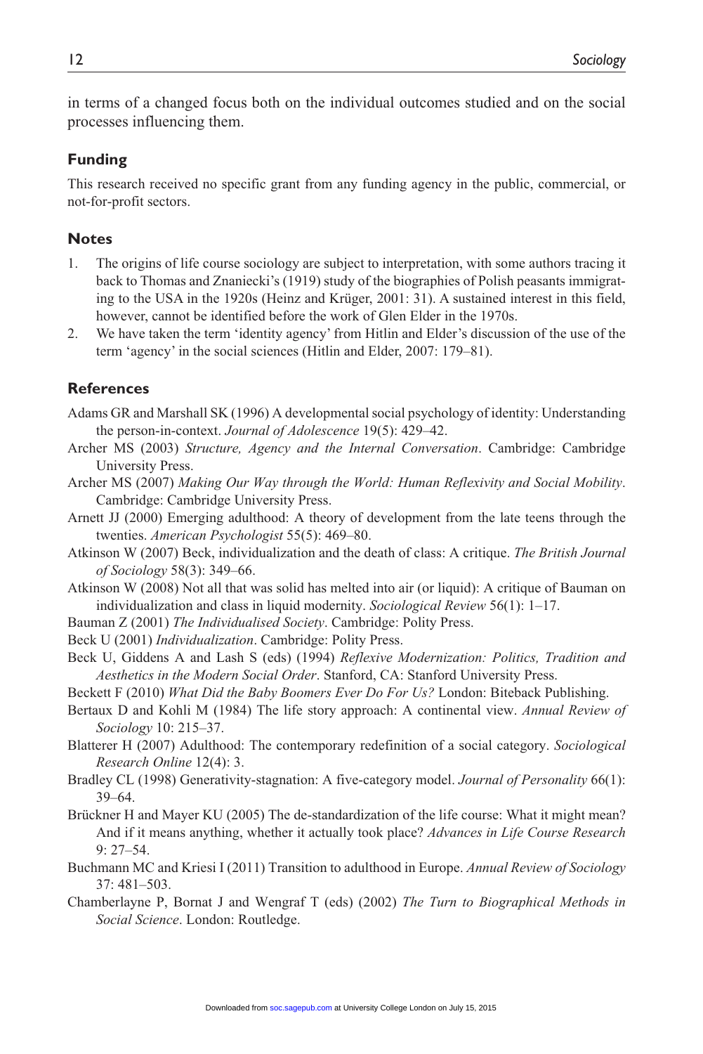in terms of a changed focus both on the individual outcomes studied and on the social processes influencing them.

## Funding

This research received no specific grant from any funding agency in the public, commercial, or not-for-profit sectors.

## Notes

1. The origins of life course sociology are subject to interpretation, with some authors tracing it back to Thomas and Znaniecki's (1919) study of the biographies of Polish peasants immigrating to the USA in the 1920s (Heinz and Krüger, 2001: 31). A sustained interest in this field, however, cannot be identified before the work of Glen Elder in the 1970s.
2. We have taken the term 'identity agency' from Hitlin and Elder's discussion of the use of the term 'agency' in the social sciences (Hitlin and Elder, 2007: 179–81).

## References

Adams GR and Marshall SK (1996) A developmental social psychology of identity: Understanding the person-in-context. *Journal of Adolescence* 19(5): 429–42.

Archer MS (2003) *Structure, Agency and the Internal Conversation*. Cambridge: Cambridge University Press.

Archer MS (2007) *Making Our Way through the World: Human Reflexivity and Social Mobility*. Cambridge: Cambridge University Press.

Arnett JJ (2000) Emerging adulthood: A theory of development from the late teens through the twenties. *American Psychologist* 55(5): 469–80.

Atkinson W (2007) Beck, individualization and the death of class: A critique. *The British Journal of Sociology* 58(3): 349–66.

Atkinson W (2008) Not all that was solid has melted into air (or liquid): A critique of Bauman on individualization and class in liquid modernity. *Sociological Review* 56(1): 1–17.

Bauman Z (2001) *The Individualised Society*. Cambridge: Polity Press.

Beck U (2001) *Individualization*. Cambridge: Polity Press.

Beck U, Giddens A and Lash S (eds) (1994) *Reflexive Modernization: Politics, Tradition and Aesthetics in the Modern Social Order*. Stanford, CA: Stanford University Press.

Beckett F (2010) *What Did the Baby Boomers Ever Do For Us?* London: Biteback Publishing.

Bertaux D and Kohli M (1984) The life story approach: A continental view. *Annual Review of Sociology* 10: 215–37.

Blatterer H (2007) Adulthood: The contemporary redefinition of a social category. *Sociological Research Online* 12(4): 3.

Bradley CL (1998) Generativity-stagnation: A five-category model. *Journal of Personality* 66(1): 39–64.

Brückner H and Mayer KU (2005) The de-standardization of the life course: What it might mean? And if it means anything, whether it actually took place? *Advances in Life Course Research* 9: 27–54.

Buchmann MC and Kriesi I (2011) Transition to adulthood in Europe. *Annual Review of Sociology* 37: 481–503.

Chamberlayne P, Bornat J and Wengraf T (eds) (2002) *The Turn to Biographical Methods in Social Science*. London: Routledge.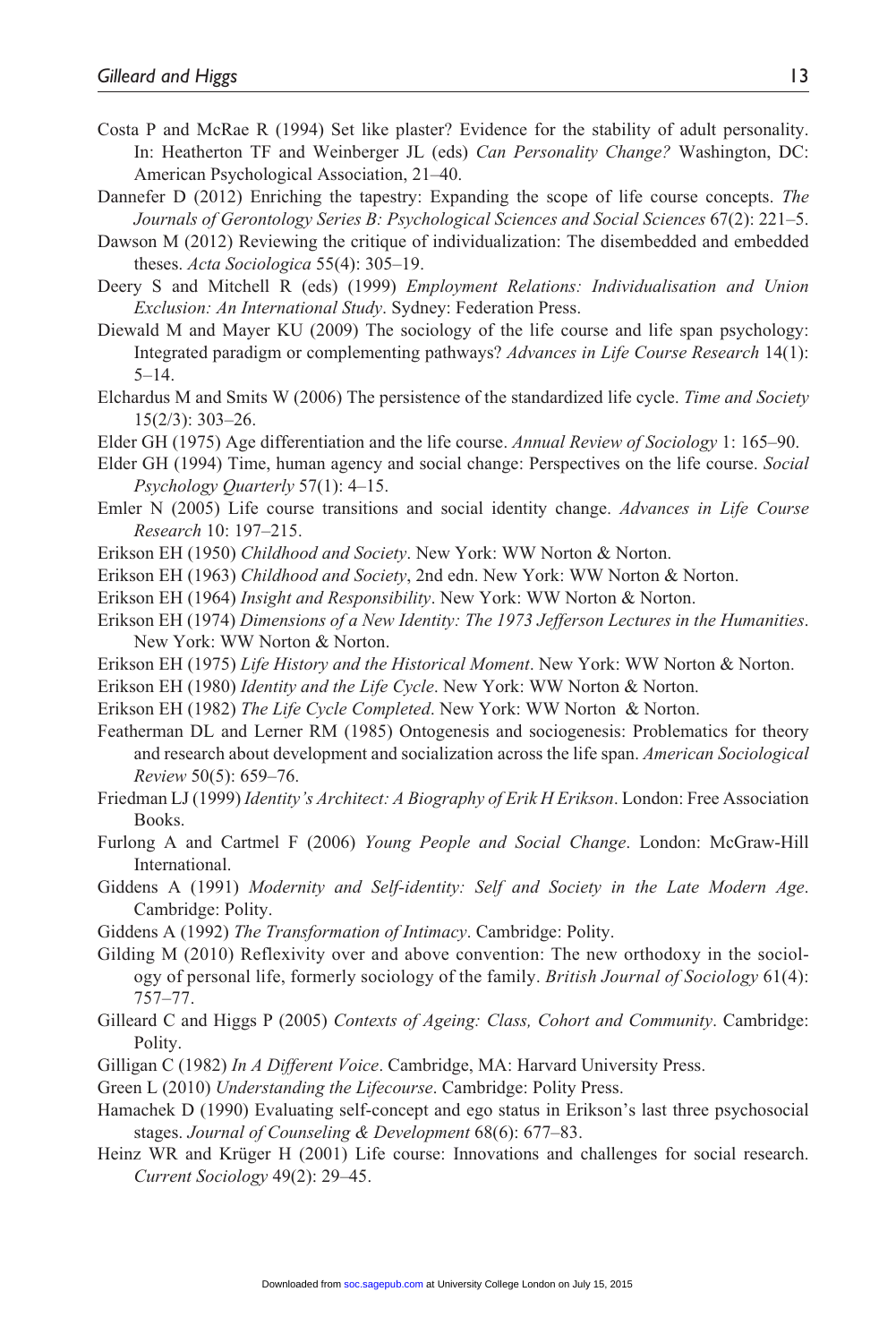Costa P and McRae R (1994) Set like plaster? Evidence for the stability of adult personality. In: Heatherton TF and Weinberger JL (eds) *Can Personality Change?* Washington, DC: American Psychological Association, 21–40.

Dannefer D (2012) Enriching the tapestry: Expanding the scope of life course concepts. *The Journals of Gerontology Series B: Psychological Sciences and Social Sciences* 67(2): 221–5.

Dawson M (2012) Reviewing the critique of individualization: The disembedded and embedded theses. *Acta Sociologica* 55(4): 305–19.

Deery S and Mitchell R (eds) (1999) *Employment Relations: Individualisation and Union Exclusion: An International Study*. Sydney: Federation Press.

Diewald M and Mayer KU (2009) The sociology of the life course and life span psychology: Integrated paradigm or complementing pathways? *Advances in Life Course Research* 14(1): 5–14.

Elchardus M and Smits W (2006) The persistence of the standardized life cycle. *Time and Society* 15(2/3): 303–26.

Elder GH (1975) Age differentiation and the life course. *Annual Review of Sociology* 1: 165–90.

Elder GH (1994) Time, human agency and social change: Perspectives on the life course. *Social Psychology Quarterly* 57(1): 4–15.

Emler N (2005) Life course transitions and social identity change. *Advances in Life Course Research* 10: 197–215.

Erikson EH (1950) *Childhood and Society*. New York: WW Norton & Norton.

Erikson EH (1963) *Childhood and Society*, 2nd edn. New York: WW Norton & Norton.

Erikson EH (1964) *Insight and Responsibility*. New York: WW Norton & Norton.

Erikson EH (1974) *Dimensions of a New Identity: The 1973 Jefferson Lectures in the Humanities*. New York: WW Norton & Norton.

Erikson EH (1975) *Life History and the Historical Moment*. New York: WW Norton & Norton.

Erikson EH (1980) *Identity and the Life Cycle*. New York: WW Norton & Norton.

Erikson EH (1982) *The Life Cycle Completed*. New York: WW Norton & Norton.

Featherman DL and Lerner RM (1985) Ontogenesis and sociogenesis: Problematics for theory and research about development and socialization across the life span. *American Sociological Review* 50(5): 659–76.

Friedman LJ (1999) *Identity's Architect: A Biography of Erik H Erikson*. London: Free Association Books.

Furlong A and Cartmel F (2006) *Young People and Social Change*. London: McGraw-Hill International.

Giddens A (1991) *Modernity and Self-identity: Self and Society in the Late Modern Age*. Cambridge: Polity.

Giddens A (1992) *The Transformation of Intimacy*. Cambridge: Polity.

Gilding M (2010) Reflexivity over and above convention: The new orthodoxy in the sociology of personal life, formerly sociology of the family. *British Journal of Sociology* 61(4): 757–77.

Gilleard C and Higgs P (2005) *Contexts of Ageing: Class, Cohort and Community*. Cambridge: Polity.

Gilligan C (1982) *In A Different Voice*. Cambridge, MA: Harvard University Press.

Green L (2010) *Understanding the Lifecourse*. Cambridge: Polity Press.

Hamachek D (1990) Evaluating self-concept and ego status in Erikson's last three psychosocial stages. *Journal of Counseling & Development* 68(6): 677–83.

Heinz WR and Krüger H (2001) Life course: Innovations and challenges for social research. *Current Sociology* 49(2): 29–45.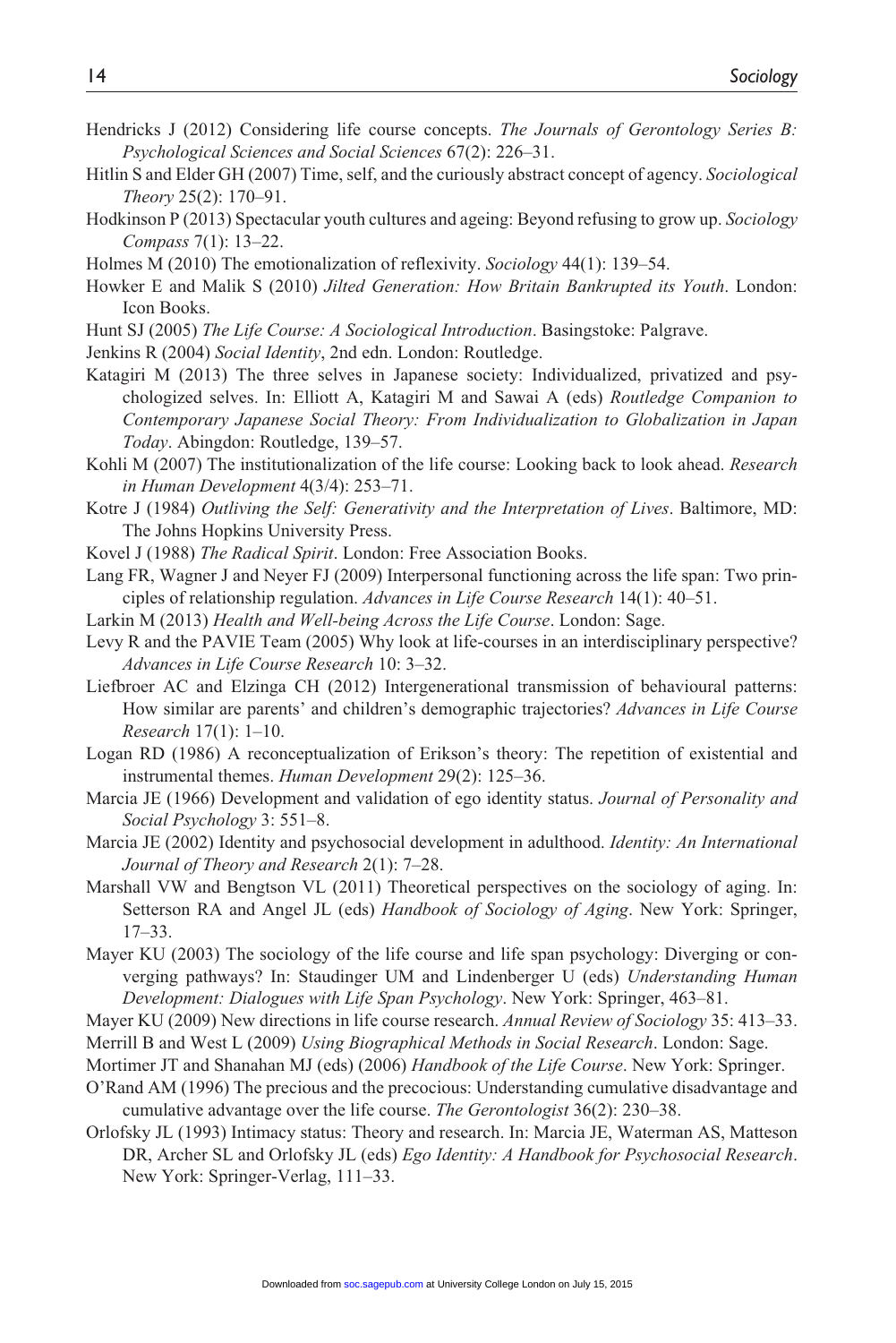Hendricks J (2012) Considering life course concepts. *The Journals of Gerontology Series B: Psychological Sciences and Social Sciences* 67(2): 226–31.

Hitlin S and Elder GH (2007) Time, self, and the curiously abstract concept of agency. *Sociological Theory* 25(2): 170–91.

Hodkinson P (2013) Spectacular youth cultures and ageing: Beyond refusing to grow up. *Sociology Compass* 7(1): 13–22.

Holmes M (2010) The emotionalization of reflexivity. *Sociology* 44(1): 139–54.

Howker E and Malik S (2010) *Jilted Generation: How Britain Bankrupted its Youth*. London: Icon Books.

Hunt SJ (2005) *The Life Course: A Sociological Introduction*. Basingstoke: Palgrave.

Jenkins R (2004) *Social Identity*, 2nd edn. London: Routledge.

Katagiri M (2013) The three selves in Japanese society: Individualized, privatized and psychologized selves. In: Elliott A, Katagiri M and Sawai A (eds) *Routledge Companion to Contemporary Japanese Social Theory: From Individualization to Globalization in Japan Today*. Abingdon: Routledge, 139–57.

Kohli M (2007) The institutionalization of the life course: Looking back to look ahead. *Research in Human Development* 4(3/4): 253–71.

Kotre J (1984) *Outliving the Self: Generativity and the Interpretation of Lives*. Baltimore, MD: The Johns Hopkins University Press.

Kovel J (1988) *The Radical Spirit*. London: Free Association Books.

Lang FR, Wagner J and Neyer FJ (2009) Interpersonal functioning across the life span: Two principles of relationship regulation. *Advances in Life Course Research* 14(1): 40–51.

Larkin M (2013) *Health and Well-being Across the Life Course*. London: Sage.

Levy R and the PAVIE Team (2005) Why look at life-courses in an interdisciplinary perspective? *Advances in Life Course Research* 10: 3–32.

Liefbroer AC and Elzinga CH (2012) Intergenerational transmission of behavioural patterns: How similar are parents' and children's demographic trajectories? *Advances in Life Course Research* 17(1): 1–10.

Logan RD (1986) A reconceptualization of Erikson's theory: The repetition of existential and instrumental themes. *Human Development* 29(2): 125–36.

Marcia JE (1966) Development and validation of ego identity status. *Journal of Personality and Social Psychology* 3: 551–8.

Marcia JE (2002) Identity and psychosocial development in adulthood. *Identity: An International Journal of Theory and Research* 2(1): 7–28.

Marshall VW and Bengtson VL (2011) Theoretical perspectives on the sociology of aging. In: Setterson RA and Angel JL (eds) *Handbook of Sociology of Aging*. New York: Springer, 17–33.

Mayer KU (2003) The sociology of the life course and life span psychology: Diverging or converging pathways? In: Staudinger UM and Lindenberger U (eds) *Understanding Human Development: Dialogues with Life Span Psychology*. New York: Springer, 463–81.

Mayer KU (2009) New directions in life course research. *Annual Review of Sociology* 35: 413–33.

Merrill B and West L (2009) *Using Biographical Methods in Social Research*. London: Sage.

Mortimer JT and Shanahan MJ (eds) (2006) *Handbook of the Life Course*. New York: Springer.

O'Rand AM (1996) The precious and the precocious: Understanding cumulative disadvantage and cumulative advantage over the life course. *The Gerontologist* 36(2): 230–38.

Orlofsky JL (1993) Intimacy status: Theory and research. In: Marcia JE, Waterman AS, Matteson DR, Archer SL and Orlofsky JL (eds) *Ego Identity: A Handbook for Psychosocial Research*. New York: Springer-Verlag, 111–33.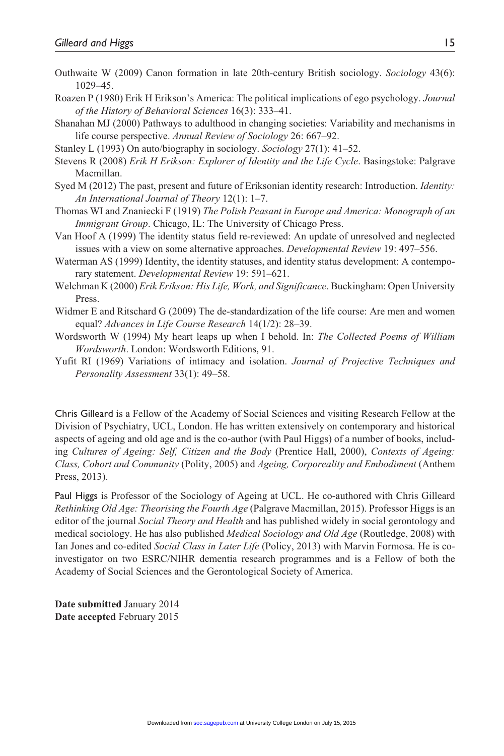Outhwaite W (2009) Canon formation in late 20th-century British sociology. *Sociology* 43(6): 1029–45.

Roazen P (1980) Erik H Erikson's America: The political implications of ego psychology. *Journal of the History of Behavioral Sciences* 16(3): 333–41.

Shanahan MJ (2000) Pathways to adulthood in changing societies: Variability and mechanisms in life course perspective. *Annual Review of Sociology* 26: 667–92.

Stanley L (1993) On auto/biography in sociology. *Sociology* 27(1): 41–52.

Stevens R (2008) *Erik H Erikson: Explorer of Identity and the Life Cycle*. Basingstoke: Palgrave Macmillan.

Syed M (2012) The past, present and future of Eriksonian identity research: Introduction. *Identity: An International Journal of Theory* 12(1): 1–7.

Thomas WI and Znaniecki F (1919) *The Polish Peasant in Europe and America: Monograph of an Immigrant Group*. Chicago, IL: The University of Chicago Press.

Van Hoof A (1999) The identity status field re-reviewed: An update of unresolved and neglected issues with a view on some alternative approaches. *Developmental Review* 19: 497–556.

Waterman AS (1999) Identity, the identity statuses, and identity status development: A contemporary statement. *Developmental Review* 19: 591–621.

Welchman K (2000) *Erik Erikson: His Life, Work, and Significance*. Buckingham: Open University Press.

Widmer E and Ritschard G (2009) The de-standardization of the life course: Are men and women equal? *Advances in Life Course Research* 14(1/2): 28–39.

Wordsworth W (1994) My heart leaps up when I behold. In: *The Collected Poems of William Wordsworth*. London: Wordsworth Editions, 91.

Yufit RI (1969) Variations of intimacy and isolation. *Journal of Projective Techniques and Personality Assessment* 33(1): 49–58.

Chris Gilleard is a Fellow of the Academy of Social Sciences and visiting Research Fellow at the Division of Psychiatry, UCL, London. He has written extensively on contemporary and historical aspects of ageing and old age and is the co-author (with Paul Higgs) of a number of books, including *Cultures of Ageing: Self, Citizen and the Body* (Prentice Hall, 2000), *Contexts of Ageing: Class, Cohort and Community* (Polity, 2005) and *Ageing, Corporeality and Embodiment* (Anthem Press, 2013).

Paul Higgs is Professor of the Sociology of Ageing at UCL. He co-authored with Chris Gilleard *Rethinking Old Age: Theorising the Fourth Age* (Palgrave Macmillan, 2015). Professor Higgs is an editor of the journal *Social Theory and Health* and has published widely in social gerontology and medical sociology. He has also published *Medical Sociology and Old Age* (Routledge, 2008) with Ian Jones and co-edited *Social Class in Later Life* (Policy, 2013) with Marvin Formosa. He is co-investigator on two ESRC/NIHR dementia research programmes and is a Fellow of both the Academy of Social Sciences and the Gerontological Society of America.

**Date submitted** January 2014
**Date accepted** February 2015